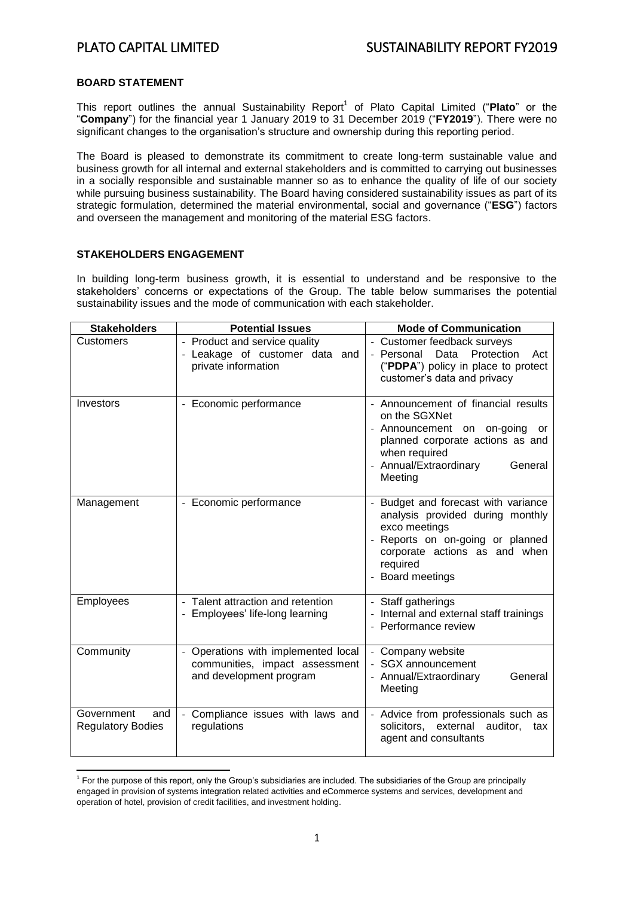## BOARD STATEMENT

This report outlines the annual Sustainability Report[1] of Plato Capital Limited ("**Plato**" or the "**Company**") for the financial year 1 January 2019 to 31 December 2019 ("**FY2019**"). There were no significant changes to the organisation's structure and ownership during this reporting period.

The Board is pleased to demonstrate its commitment to create long-term sustainable value and business growth for all internal and external stakeholders and is committed to carrying out businesses in a socially responsible and sustainable manner so as to enhance the quality of life of our society while pursuing business sustainability. The Board having considered sustainability issues as part of its strategic formulation, determined the material environmental, social and governance ("**ESG**") factors and overseen the management and monitoring of the material ESG factors.

## STAKEHOLDERS ENGAGEMENT

In building long-term business growth, it is essential to understand and be responsive to the stakeholders' concerns or expectations of the Group. The table below summarises the potential sustainability issues and the mode of communication with each stakeholder.

| Stakeholders | Potential Issues | Mode of Communication |
|---|---|---|
| Customers | - Product and service quality<br>- Leakage of customer data and private information | - Customer feedback surveys<br>- Personal Data Protection Act ("**PDPA**") policy in place to protect customer's data and privacy |
| Investors | - Economic performance | - Announcement of financial results on the SGXNet<br>- Announcement on on-going or planned corporate actions as and when required<br>- Annual/Extraordinary General Meeting |
| Management | - Economic performance | - Budget and forecast with variance analysis provided during monthly exco meetings<br>- Reports on on-going or planned corporate actions as and when required<br>- Board meetings |
| Employees | - Talent attraction and retention<br>- Employees' life-long learning | - Staff gatherings<br>- Internal and external staff trainings<br>- Performance review |
| Community | - Operations with implemented local communities, impact assessment and development program | - Company website<br>- SGX announcement<br>- Annual/Extraordinary General Meeting |
| Government and Regulatory Bodies | - Compliance issues with laws and regulations | - Advice from professionals such as solicitors, external auditor, tax agent and consultants |

[1] For the purpose of this report, only the Group's subsidiaries are included. The subsidiaries of the Group are principally engaged in provision of systems integration related activities and eCommerce systems and services, development and operation of hotel, provision of credit facilities, and investment holding.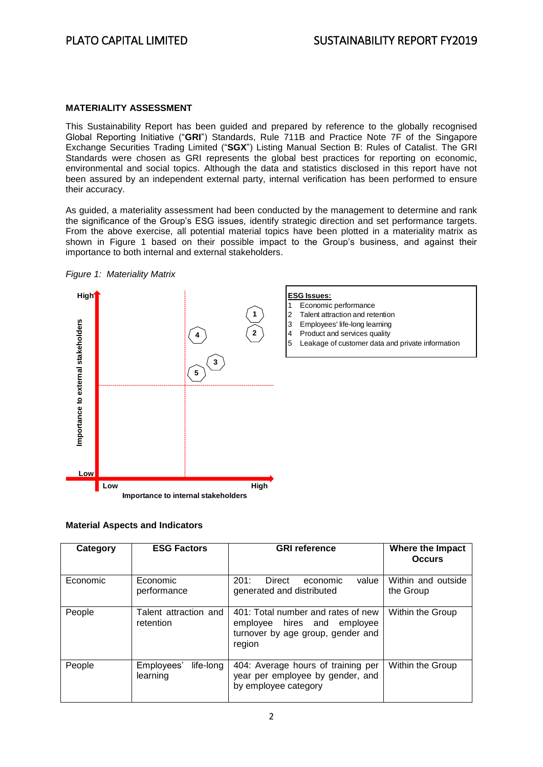## MATERIALITY ASSESSMENT

This Sustainability Report has been guided and prepared by reference to the globally recognised Global Reporting Initiative ("**GRI**") Standards, Rule 711B and Practice Note 7F of the Singapore Exchange Securities Trading Limited ("**SGX**") Listing Manual Section B: Rules of Catalist. The GRI Standards were chosen as GRI represents the global best practices for reporting on economic, environmental and social topics. Although the data and statistics disclosed in this report have not been assured by an independent external party, internal verification has been performed to ensure their accuracy.

As guided, a materiality assessment had been conducted by the management to determine and rank the significance of the Group's ESG issues, identify strategic direction and set performance targets. From the above exercise, all potential material topics have been plotted in a materiality matrix as shown in Figure 1 based on their possible impact to the Group's business, and against their importance to both internal and external stakeholders.

*Figure 1: Materiality Matrix*

Importance to external stakeholders (Low – High) vs. Importance to internal stakeholders (Low – High)

**ESG Issues:**

1. Economic performance
2. Talent attraction and retention
3. Employees' life-long learning
4. Product and services quality
5. Leakage of customer data and private information

### Material Aspects and Indicators

| Category | ESG Factors | GRI reference | Where the Impact Occurs |
|---|---|---|---|
| Economic | Economic performance | 201: Direct economic value generated and distributed | Within and outside the Group |
| People | Talent attraction and retention | 401: Total number and rates of new employee hires and employee turnover by age group, gender and region | Within the Group |
| People | Employees' life-long learning | 404: Average hours of training per year per employee by gender, and by employee category | Within the Group |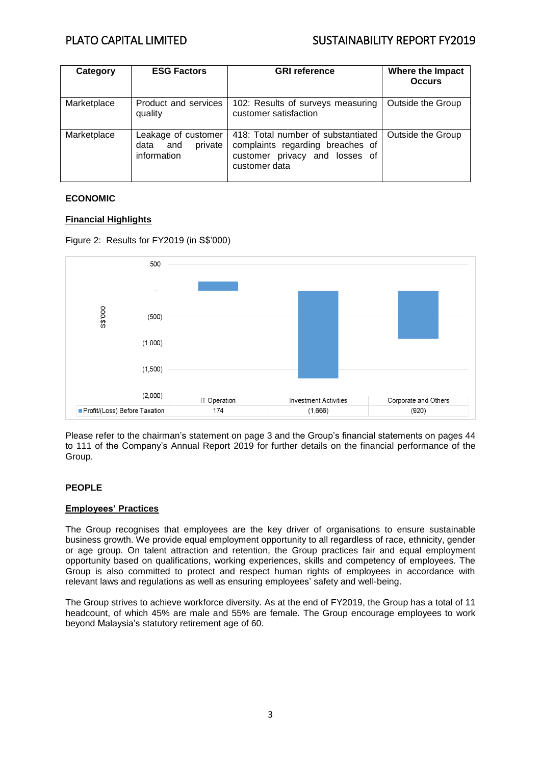| Category | ESG Factors | GRI reference | Where the Impact Occurs |
|---|---|---|---|
| Marketplace | Product and services quality | 102: Results of surveys measuring customer satisfaction | Outside the Group |
| Marketplace | Leakage of customer data and private information | 418: Total number of substantiated complaints regarding breaches of customer privacy and losses of customer data | Outside the Group |

**ECONOMIC**

**Financial Highlights**

Figure 2: Results for FY2019 (in S$'000)

| | IT Operation | Investment Activities | Corporate and Others |
|---|---|---|---|
| Profit/(Loss) Before Taxation | 174 | (1,666) | (920) |

Please refer to the chairman's statement on page 3 and the Group's financial statements on pages 44 to 111 of the Company's Annual Report 2019 for further details on the financial performance of the Group.

**PEOPLE**

**Employees' Practices**

The Group recognises that employees are the key driver of organisations to ensure sustainable business growth. We provide equal employment opportunity to all regardless of race, ethnicity, gender or age group. On talent attraction and retention, the Group practices fair and equal employment opportunity based on qualifications, working experiences, skills and competency of employees. The Group is also committed to protect and respect human rights of employees in accordance with relevant laws and regulations as well as ensuring employees' safety and well-being.

The Group strives to achieve workforce diversity. As at the end of FY2019, the Group has a total of 11 headcount, of which 45% are male and 55% are female. The Group encourage employees to work beyond Malaysia's statutory retirement age of 60.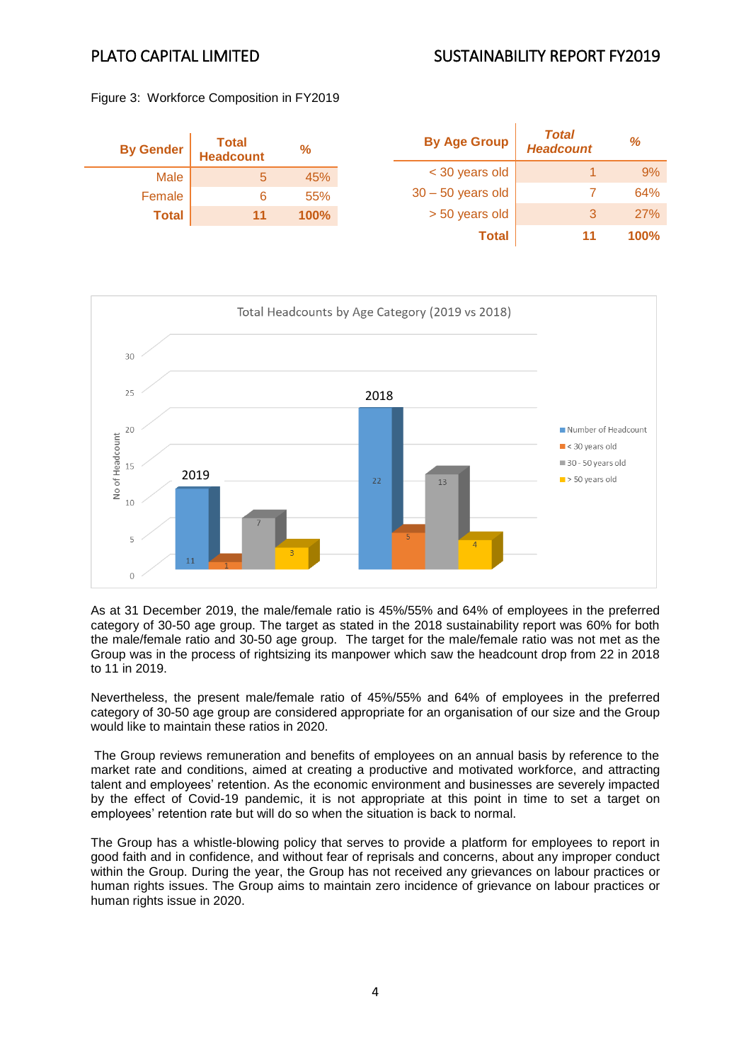Figure 3: Workforce Composition in FY2019

| By Gender | Total Headcount | % |
|---|---|---|
| Male | 5 | 45% |
| Female | 6 | 55% |
| **Total** | **11** | **100%** |

| By Age Group | *Total Headcount* | % |
|---|---|---|
| < 30 years old | 1 | 9% |
| 30 – 50 years old | 7 | 64% |
| > 50 years old | 3 | 27% |
| **Total** | **11** | **100%** |

Total Headcounts by Age Category (2019 vs 2018)

| | Number of Headcount | < 30 years old | 30 - 50 years old | > 50 years old |
|---|---|---|---|---|
| 2019 | 11 | 1 | 7 | 3 |
| 2018 | 22 | 5 | 13 | 4 |

As at 31 December 2019, the male/female ratio is 45%/55% and 64% of employees in the preferred category of 30-50 age group. The target as stated in the 2018 sustainability report was 60% for both the male/female ratio and 30-50 age group. The target for the male/female ratio was not met as the Group was in the process of rightsizing its manpower which saw the headcount drop from 22 in 2018 to 11 in 2019.

Nevertheless, the present male/female ratio of 45%/55% and 64% of employees in the preferred category of 30-50 age group are considered appropriate for an organisation of our size and the Group would like to maintain these ratios in 2020.

The Group reviews remuneration and benefits of employees on an annual basis by reference to the market rate and conditions, aimed at creating a productive and motivated workforce, and attracting talent and employees' retention. As the economic environment and businesses are severely impacted by the effect of Covid-19 pandemic, it is not appropriate at this point in time to set a target on employees' retention rate but will do so when the situation is back to normal.

The Group has a whistle-blowing policy that serves to provide a platform for employees to report in good faith and in confidence, and without fear of reprisals and concerns, about any improper conduct within the Group. During the year, the Group has not received any grievances on labour practices or human rights issues. The Group aims to maintain zero incidence of grievance on labour practices or human rights issue in 2020.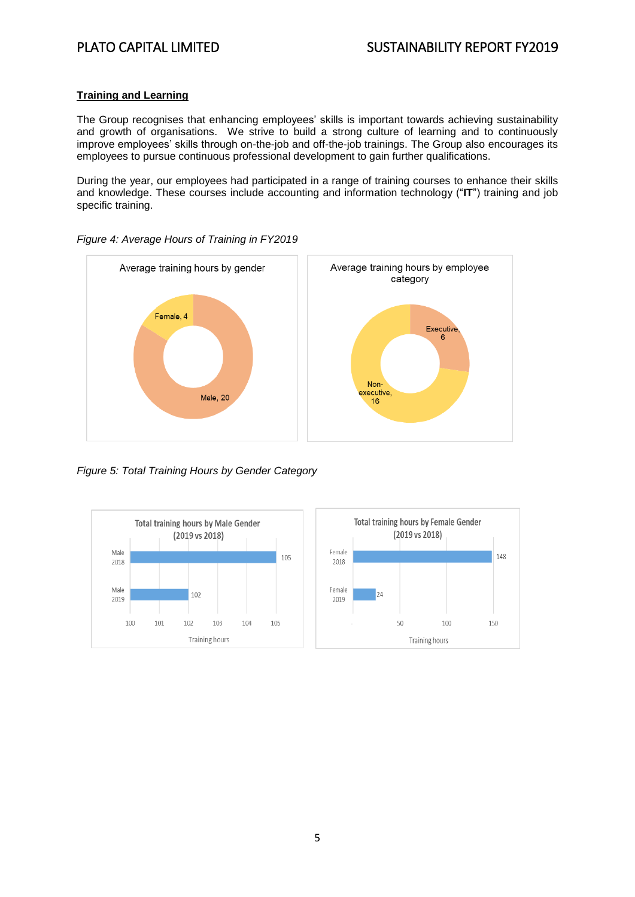## Training and Learning

The Group recognises that enhancing employees' skills is important towards achieving sustainability and growth of organisations. We strive to build a strong culture of learning and to continuously improve employees' skills through on-the-job and off-the-job trainings. The Group also encourages its employees to pursue continuous professional development to gain further qualifications.

During the year, our employees had participated in a range of training courses to enhance their skills and knowledge. These courses include accounting and information technology ("**IT**") training and job specific training.

*Figure 4: Average Hours of Training in FY2019*

Average training hours by gender

- Female, 4
- Male, 20

Average training hours by employee category

- Executive, 6
- Non-executive, 16

*Figure 5: Total Training Hours by Gender Category*

Total training hours by Male Gender (2019 vs 2018)

| | Training hours |
|---|---|
| Male 2018 | 105 |
| Male 2019 | 102 |

Total training hours by Female Gender (2019 vs 2018)

| | Training hours |
|---|---|
| Female 2018 | 148 |
| Female 2019 | 24 |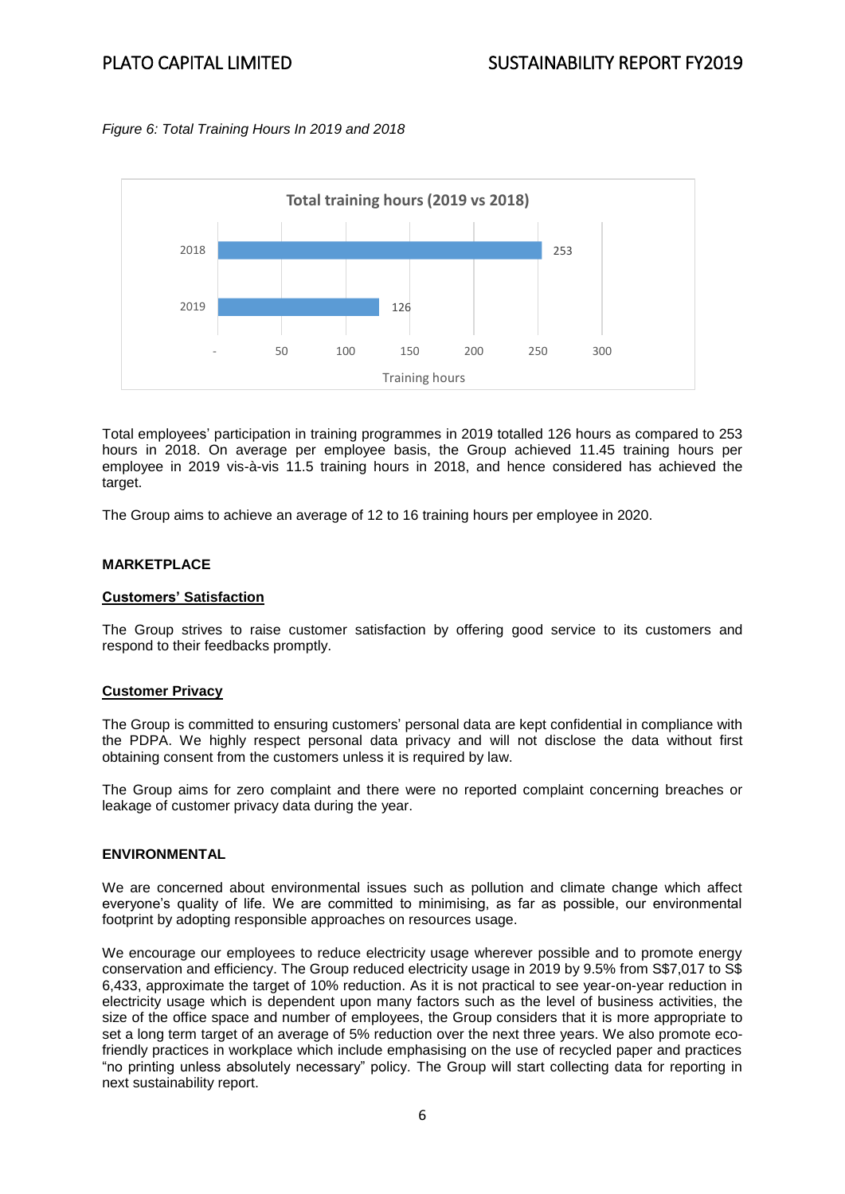*Figure 6: Total Training Hours In 2019 and 2018*

Total employees' participation in training programmes in 2019 totalled 126 hours as compared to 253 hours in 2018. On average per employee basis, the Group achieved 11.45 training hours per employee in 2019 vis-à-vis 11.5 training hours in 2018, and hence considered has achieved the target.

The Group aims to achieve an average of 12 to 16 training hours per employee in 2020.

**MARKETPLACE**

**Customers' Satisfaction**

The Group strives to raise customer satisfaction by offering good service to its customers and respond to their feedbacks promptly.

**Customer Privacy**

The Group is committed to ensuring customers' personal data are kept confidential in compliance with the PDPA. We highly respect personal data privacy and will not disclose the data without first obtaining consent from the customers unless it is required by law.

The Group aims for zero complaint and there were no reported complaint concerning breaches or leakage of customer privacy data during the year.

**ENVIRONMENTAL**

We are concerned about environmental issues such as pollution and climate change which affect everyone's quality of life. We are committed to minimising, as far as possible, our environmental footprint by adopting responsible approaches on resources usage.

We encourage our employees to reduce electricity usage wherever possible and to promote energy conservation and efficiency. The Group reduced electricity usage in 2019 by 9.5% from S$7,017 to S$ 6,433, approximate the target of 10% reduction. As it is not practical to see year-on-year reduction in electricity usage which is dependent upon many factors such as the level of business activities, the size of the office space and number of employees, the Group considers that it is more appropriate to set a long term target of an average of 5% reduction over the next three years. We also promote eco-friendly practices in workplace which include emphasising on the use of recycled paper and practices "no printing unless absolutely necessary" policy. The Group will start collecting data for reporting in next sustainability report.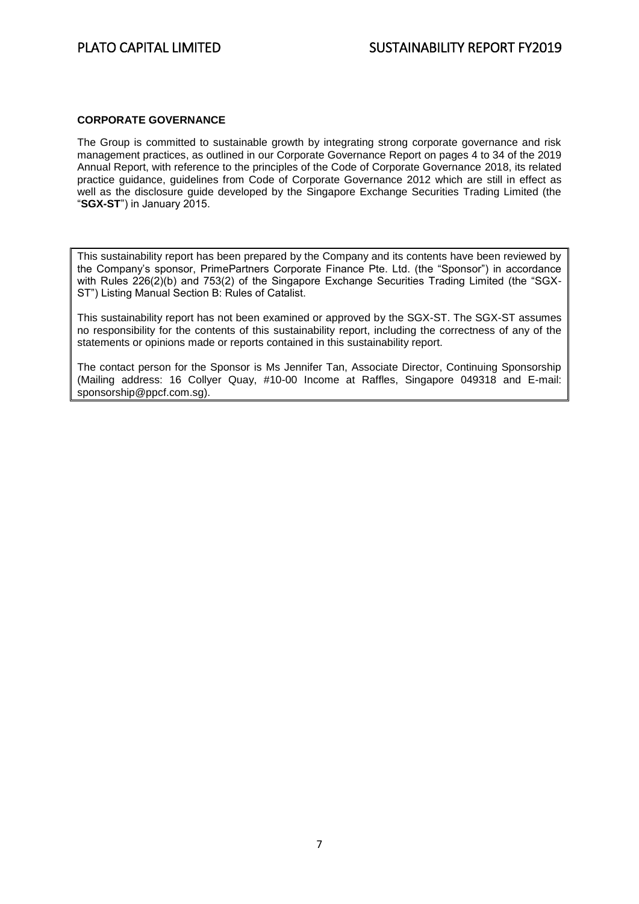## CORPORATE GOVERNANCE

The Group is committed to sustainable growth by integrating strong corporate governance and risk management practices, as outlined in our Corporate Governance Report on pages 4 to 34 of the 2019 Annual Report, with reference to the principles of the Code of Corporate Governance 2018, its related practice guidance, guidelines from Code of Corporate Governance 2012 which are still in effect as well as the disclosure guide developed by the Singapore Exchange Securities Trading Limited (the "**SGX-ST**") in January 2015.

This sustainability report has been prepared by the Company and its contents have been reviewed by the Company's sponsor, PrimePartners Corporate Finance Pte. Ltd. (the "Sponsor") in accordance with Rules 226(2)(b) and 753(2) of the Singapore Exchange Securities Trading Limited (the "SGX-ST") Listing Manual Section B: Rules of Catalist.

This sustainability report has not been examined or approved by the SGX-ST. The SGX-ST assumes no responsibility for the contents of this sustainability report, including the correctness of any of the statements or opinions made or reports contained in this sustainability report.

The contact person for the Sponsor is Ms Jennifer Tan, Associate Director, Continuing Sponsorship (Mailing address: 16 Collyer Quay, #10-00 Income at Raffles, Singapore 049318 and E-mail: sponsorship@ppcf.com.sg).